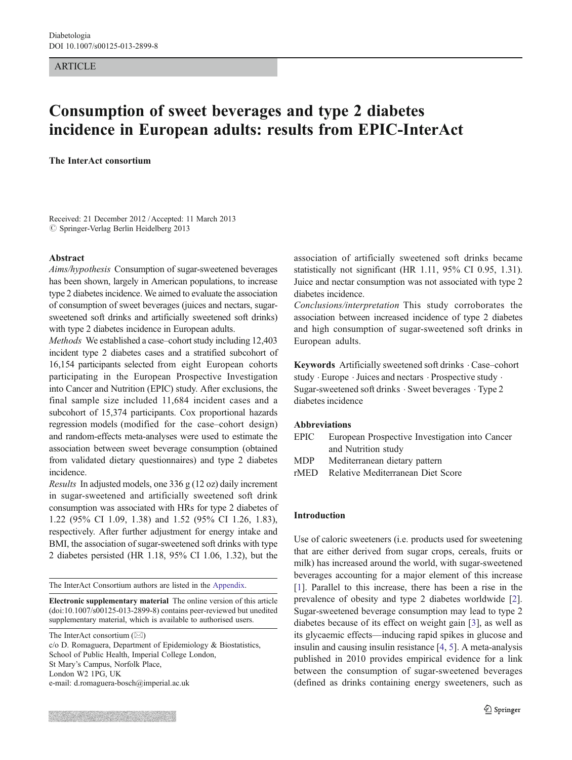Diabetologia
DOI 10.1007/s00125-013-2899-8

ARTICLE

# Consumption of sweet beverages and type 2 diabetes incidence in European adults: results from EPIC-InterAct

**The InterAct consortium**

Received: 21 December 2012 / Accepted: 11 March 2013
© Springer-Verlag Berlin Heidelberg 2013

## Abstract

*Aims/hypothesis* Consumption of sugar-sweetened beverages has been shown, largely in American populations, to increase type 2 diabetes incidence. We aimed to evaluate the association of consumption of sweet beverages (juices and nectars, sugar-sweetened soft drinks and artificially sweetened soft drinks) with type 2 diabetes incidence in European adults.

*Methods* We established a case–cohort study including 12,403 incident type 2 diabetes cases and a stratified subcohort of 16,154 participants selected from eight European cohorts participating in the European Prospective Investigation into Cancer and Nutrition (EPIC) study. After exclusions, the final sample size included 11,684 incident cases and a subcohort of 15,374 participants. Cox proportional hazards regression models (modified for the case–cohort design) and random-effects meta-analyses were used to estimate the association between sweet beverage consumption (obtained from validated dietary questionnaires) and type 2 diabetes incidence.

*Results* In adjusted models, one 336 g (12 oz) daily increment in sugar-sweetened and artificially sweetened soft drink consumption was associated with HRs for type 2 diabetes of 1.22 (95% CI 1.09, 1.38) and 1.52 (95% CI 1.26, 1.83), respectively. After further adjustment for energy intake and BMI, the association of sugar-sweetened soft drinks with type 2 diabetes persisted (HR 1.18, 95% CI 1.06, 1.32), but the association of artificially sweetened soft drinks became statistically not significant (HR 1.11, 95% CI 0.95, 1.31). Juice and nectar consumption was not associated with type 2 diabetes incidence.

*Conclusions/interpretation* This study corroborates the association between increased incidence of type 2 diabetes and high consumption of sugar-sweetened soft drinks in European adults.

**Keywords** Artificially sweetened soft drinks · Case–cohort study · Europe · Juices and nectars · Prospective study · Sugar-sweetened soft drinks · Sweet beverages · Type 2 diabetes incidence

**Abbreviations**

EPIC European Prospective Investigation into Cancer and Nutrition study
MDP Mediterranean dietary pattern
rMED Relative Mediterranean Diet Score

The InterAct Consortium authors are listed in the Appendix.

**Electronic supplementary material** The online version of this article (doi:10.1007/s00125-013-2899-8) contains peer-reviewed but unedited supplementary material, which is available to authorised users.

The InterAct consortium (✉)
c/o D. Romaguera, Department of Epidemiology & Biostatistics, School of Public Health, Imperial College London, St Mary's Campus, Norfolk Place, London W2 1PG, UK
e-mail: d.romaguera-bosch@imperial.ac.uk

## Introduction

Use of caloric sweeteners (i.e. products used for sweetening that are either derived from sugar crops, cereals, fruits or milk) has increased around the world, with sugar-sweetened beverages accounting for a major element of this increase [1]. Parallel to this increase, there has been a rise in the prevalence of obesity and type 2 diabetes worldwide [2]. Sugar-sweetened beverage consumption may lead to type 2 diabetes because of its effect on weight gain [3], as well as its glycaemic effects—inducing rapid spikes in glucose and insulin and causing insulin resistance [4, 5]. A meta-analysis published in 2010 provides empirical evidence for a link between the consumption of sugar-sweetened beverages (defined as drinks containing energy sweeteners, such as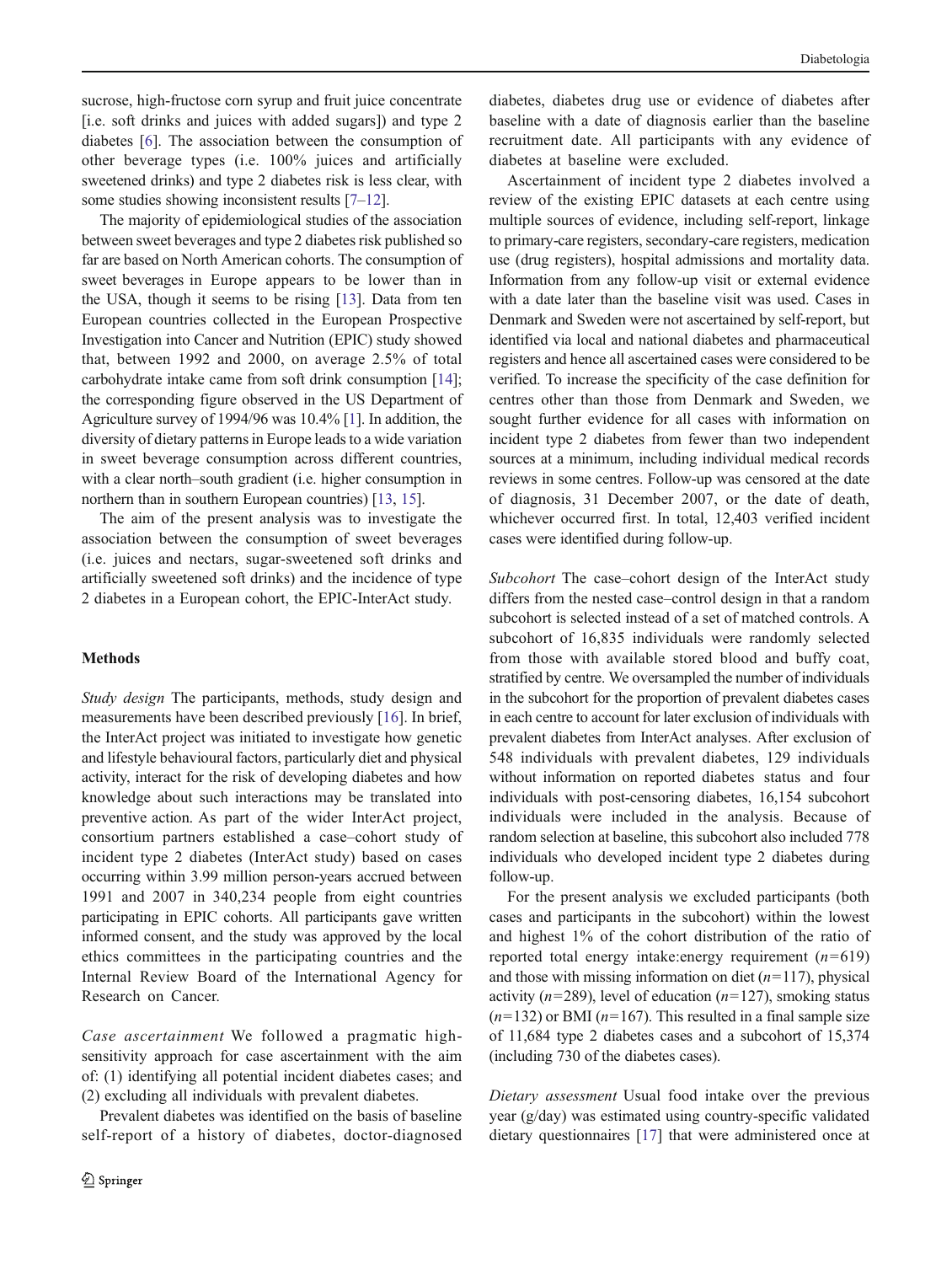sucrose, high-fructose corn syrup and fruit juice concentrate [i.e. soft drinks and juices with added sugars]) and type 2 diabetes [6]. The association between the consumption of other beverage types (i.e. 100% juices and artificially sweetened drinks) and type 2 diabetes risk is less clear, with some studies showing inconsistent results [7–12].

The majority of epidemiological studies of the association between sweet beverages and type 2 diabetes risk published so far are based on North American cohorts. The consumption of sweet beverages in Europe appears to be lower than in the USA, though it seems to be rising [13]. Data from ten European countries collected in the European Prospective Investigation into Cancer and Nutrition (EPIC) study showed that, between 1992 and 2000, on average 2.5% of total carbohydrate intake came from soft drink consumption [14]; the corresponding figure observed in the US Department of Agriculture survey of 1994/96 was 10.4% [1]. In addition, the diversity of dietary patterns in Europe leads to a wide variation in sweet beverage consumption across different countries, with a clear north–south gradient (i.e. higher consumption in northern than in southern European countries) [13, 15].

The aim of the present analysis was to investigate the association between the consumption of sweet beverages (i.e. juices and nectars, sugar-sweetened soft drinks and artificially sweetened soft drinks) and the incidence of type 2 diabetes in a European cohort, the EPIC-InterAct study.

## Methods

*Study design* The participants, methods, study design and measurements have been described previously [16]. In brief, the InterAct project was initiated to investigate how genetic and lifestyle behavioural factors, particularly diet and physical activity, interact for the risk of developing diabetes and how knowledge about such interactions may be translated into preventive action. As part of the wider InterAct project, consortium partners established a case–cohort study of incident type 2 diabetes (InterAct study) based on cases occurring within 3.99 million person-years accrued between 1991 and 2007 in 340,234 people from eight countries participating in EPIC cohorts. All participants gave written informed consent, and the study was approved by the local ethics committees in the participating countries and the Internal Review Board of the International Agency for Research on Cancer.

*Case ascertainment* We followed a pragmatic high-sensitivity approach for case ascertainment with the aim of: (1) identifying all potential incident diabetes cases; and (2) excluding all individuals with prevalent diabetes.

Prevalent diabetes was identified on the basis of baseline self-report of a history of diabetes, doctor-diagnosed diabetes, diabetes drug use or evidence of diabetes after baseline with a date of diagnosis earlier than the baseline recruitment date. All participants with any evidence of diabetes at baseline were excluded.

Ascertainment of incident type 2 diabetes involved a review of the existing EPIC datasets at each centre using multiple sources of evidence, including self-report, linkage to primary-care registers, secondary-care registers, medication use (drug registers), hospital admissions and mortality data. Information from any follow-up visit or external evidence with a date later than the baseline visit was used. Cases in Denmark and Sweden were not ascertained by self-report, but identified via local and national diabetes and pharmaceutical registers and hence all ascertained cases were considered to be verified. To increase the specificity of the case definition for centres other than those from Denmark and Sweden, we sought further evidence for all cases with information on incident type 2 diabetes from fewer than two independent sources at a minimum, including individual medical records reviews in some centres. Follow-up was censored at the date of diagnosis, 31 December 2007, or the date of death, whichever occurred first. In total, 12,403 verified incident cases were identified during follow-up.

*Subcohort* The case–cohort design of the InterAct study differs from the nested case–control design in that a random subcohort is selected instead of a set of matched controls. A subcohort of 16,835 individuals were randomly selected from those with available stored blood and buffy coat, stratified by centre. We oversampled the number of individuals in the subcohort for the proportion of prevalent diabetes cases in each centre to account for later exclusion of individuals with prevalent diabetes from InterAct analyses. After exclusion of 548 individuals with prevalent diabetes, 129 individuals without information on reported diabetes status and four individuals with post-censoring diabetes, 16,154 subcohort individuals were included in the analysis. Because of random selection at baseline, this subcohort also included 778 individuals who developed incident type 2 diabetes during follow-up.

For the present analysis we excluded participants (both cases and participants in the subcohort) within the lowest and highest 1% of the cohort distribution of the ratio of reported total energy intake:energy requirement ($n$=619) and those with missing information on diet ($n$=117), physical activity ($n$=289), level of education ($n$=127), smoking status ($n$=132) or BMI ($n$=167). This resulted in a final sample size of 11,684 type 2 diabetes cases and a subcohort of 15,374 (including 730 of the diabetes cases).

*Dietary assessment* Usual food intake over the previous year (g/day) was estimated using country-specific validated dietary questionnaires [17] that were administered once at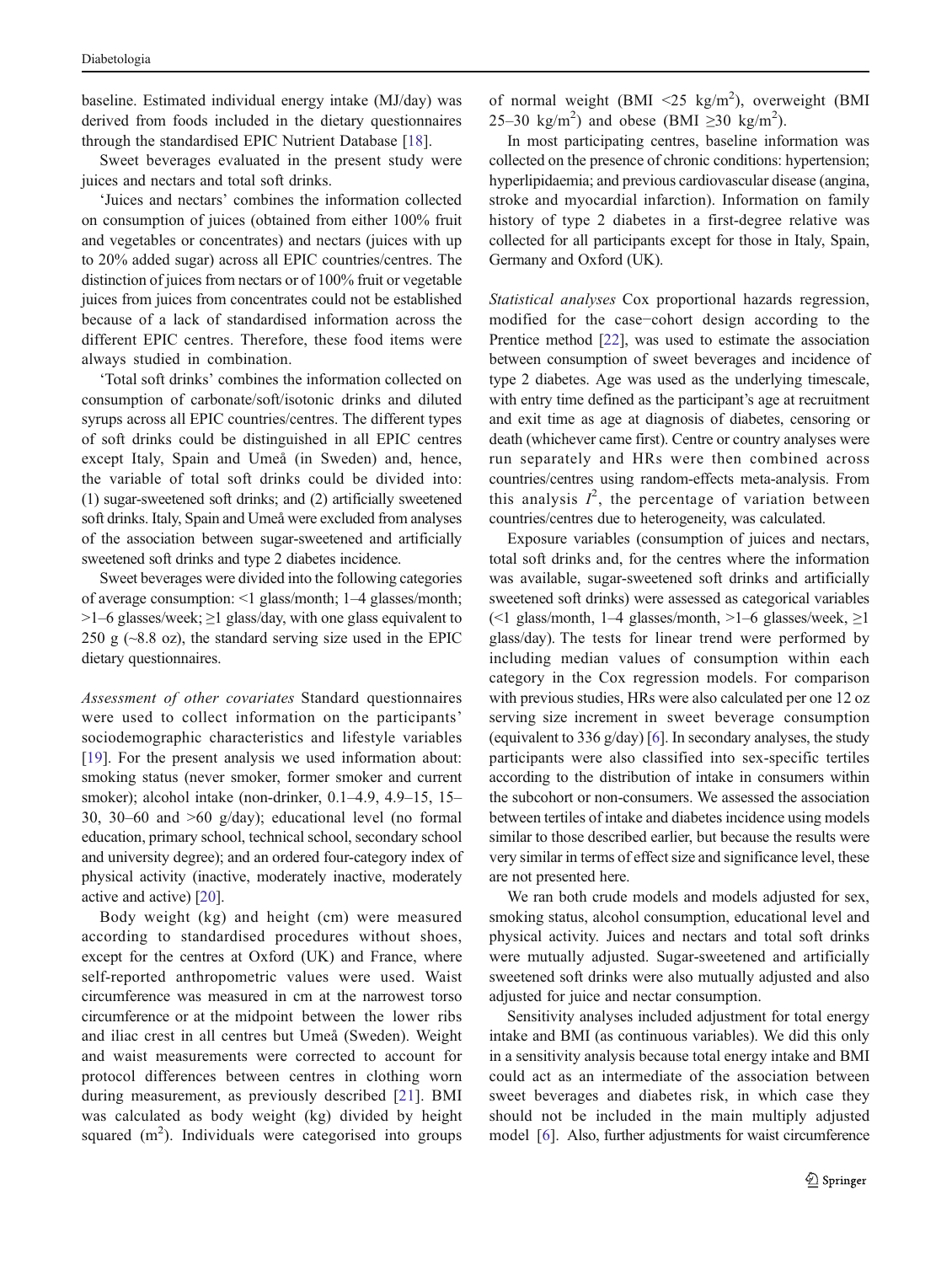baseline. Estimated individual energy intake (MJ/day) was derived from foods included in the dietary questionnaires through the standardised EPIC Nutrient Database [18].

Sweet beverages evaluated in the present study were juices and nectars and total soft drinks.

'Juices and nectars' combines the information collected on consumption of juices (obtained from either 100% fruit and vegetables or concentrates) and nectars (juices with up to 20% added sugar) across all EPIC countries/centres. The distinction of juices from nectars or of 100% fruit or vegetable juices from juices from concentrates could not be established because of a lack of standardised information across the different EPIC centres. Therefore, these food items were always studied in combination.

'Total soft drinks' combines the information collected on consumption of carbonate/soft/isotonic drinks and diluted syrups across all EPIC countries/centres. The different types of soft drinks could be distinguished in all EPIC centres except Italy, Spain and Umeå (in Sweden) and, hence, the variable of total soft drinks could be divided into: (1) sugar-sweetened soft drinks; and (2) artificially sweetened soft drinks. Italy, Spain and Umeå were excluded from analyses of the association between sugar-sweetened and artificially sweetened soft drinks and type 2 diabetes incidence.

Sweet beverages were divided into the following categories of average consumption: <1 glass/month; 1–4 glasses/month; >1–6 glasses/week; ≥1 glass/day, with one glass equivalent to 250 g (~8.8 oz), the standard serving size used in the EPIC dietary questionnaires.

*Assessment of other covariates* Standard questionnaires were used to collect information on the participants' sociodemographic characteristics and lifestyle variables [19]. For the present analysis we used information about: smoking status (never smoker, former smoker and current smoker); alcohol intake (non-drinker, 0.1–4.9, 4.9–15, 15–30, 30–60 and >60 g/day); educational level (no formal education, primary school, technical school, secondary school and university degree); and an ordered four-category index of physical activity (inactive, moderately inactive, moderately active and active) [20].

Body weight (kg) and height (cm) were measured according to standardised procedures without shoes, except for the centres at Oxford (UK) and France, where self-reported anthropometric values were used. Waist circumference was measured in cm at the narrowest torso circumference or at the midpoint between the lower ribs and iliac crest in all centres but Umeå (Sweden). Weight and waist measurements were corrected to account for protocol differences between centres in clothing worn during measurement, as previously described [21]. BMI was calculated as body weight (kg) divided by height squared ($m^2$). Individuals were categorised into groups of normal weight (BMI <25 $kg/m^2$), overweight (BMI 25–30 $kg/m^2$) and obese (BMI ≥30 $kg/m^2$).

In most participating centres, baseline information was collected on the presence of chronic conditions: hypertension; hyperlipidaemia; and previous cardiovascular disease (angina, stroke and myocardial infarction). Information on family history of type 2 diabetes in a first-degree relative was collected for all participants except for those in Italy, Spain, Germany and Oxford (UK).

*Statistical analyses* Cox proportional hazards regression, modified for the case–cohort design according to the Prentice method [22], was used to estimate the association between consumption of sweet beverages and incidence of type 2 diabetes. Age was used as the underlying timescale, with entry time defined as the participant's age at recruitment and exit time as age at diagnosis of diabetes, censoring or death (whichever came first). Centre or country analyses were run separately and HRs were then combined across countries/centres using random-effects meta-analysis. From this analysis $I^2$, the percentage of variation between countries/centres due to heterogeneity, was calculated.

Exposure variables (consumption of juices and nectars, total soft drinks and, for the centres where the information was available, sugar-sweetened soft drinks and artificially sweetened soft drinks) were assessed as categorical variables (<1 glass/month, 1–4 glasses/month, >1–6 glasses/week, ≥1 glass/day). The tests for linear trend were performed by including median values of consumption within each category in the Cox regression models. For comparison with previous studies, HRs were also calculated per one 12 oz serving size increment in sweet beverage consumption (equivalent to 336 g/day) [6]. In secondary analyses, the study participants were also classified into sex-specific tertiles according to the distribution of intake in consumers within the subcohort or non-consumers. We assessed the association between tertiles of intake and diabetes incidence using models similar to those described earlier, but because the results were very similar in terms of effect size and significance level, these are not presented here.

We ran both crude models and models adjusted for sex, smoking status, alcohol consumption, educational level and physical activity. Juices and nectars and total soft drinks were mutually adjusted. Sugar-sweetened and artificially sweetened soft drinks were also mutually adjusted and also adjusted for juice and nectar consumption.

Sensitivity analyses included adjustment for total energy intake and BMI (as continuous variables). We did this only in a sensitivity analysis because total energy intake and BMI could act as an intermediate of the association between sweet beverages and diabetes risk, in which case they should not be included in the main multiply adjusted model [6]. Also, further adjustments for waist circumference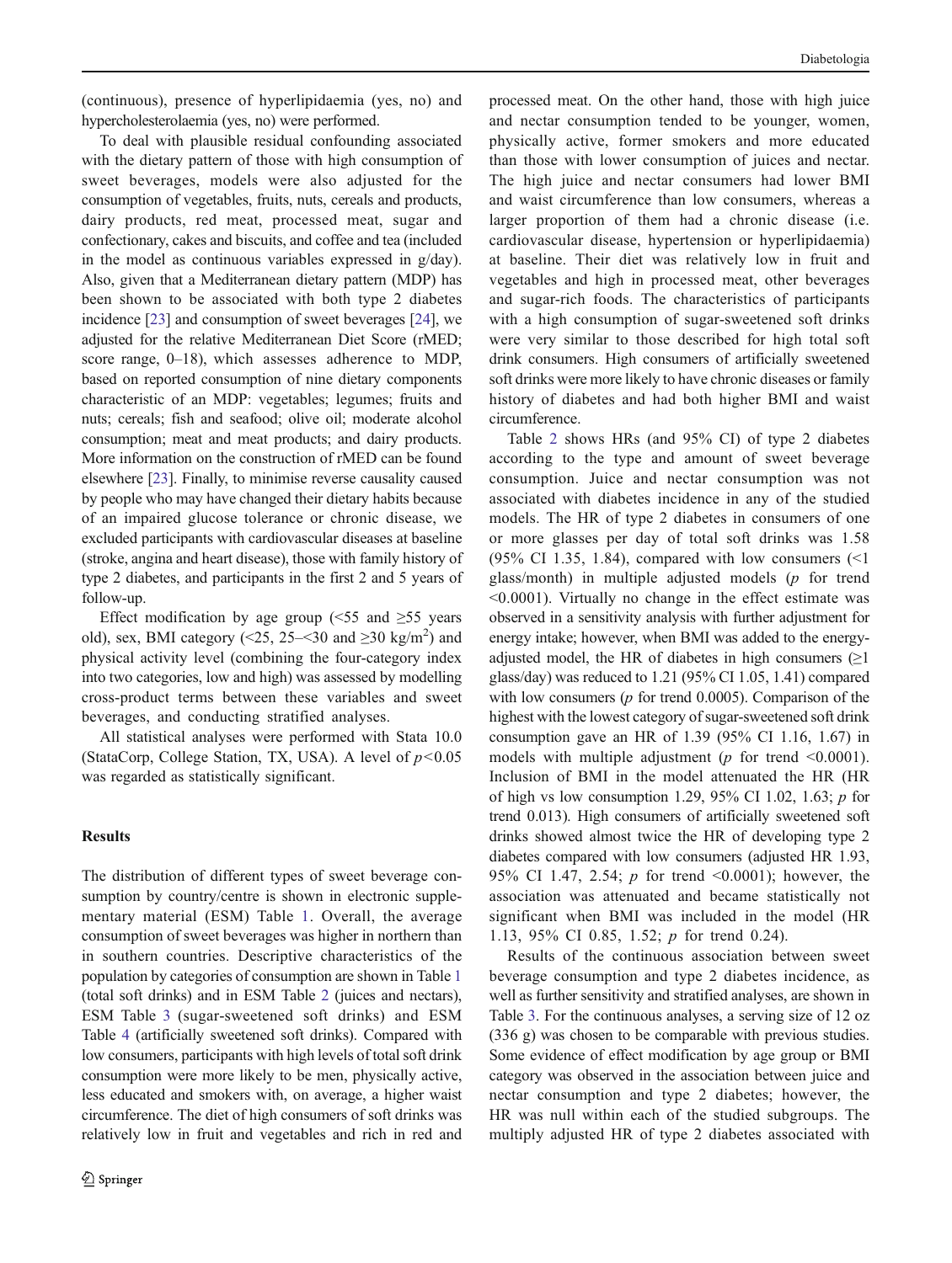(continuous), presence of hyperlipidaemia (yes, no) and hypercholesterolaemia (yes, no) were performed.

To deal with plausible residual confounding associated with the dietary pattern of those with high consumption of sweet beverages, models were also adjusted for the consumption of vegetables, fruits, nuts, cereals and products, dairy products, red meat, processed meat, sugar and confectionary, cakes and biscuits, and coffee and tea (included in the model as continuous variables expressed in g/day). Also, given that a Mediterranean dietary pattern (MDP) has been shown to be associated with both type 2 diabetes incidence [23] and consumption of sweet beverages [24], we adjusted for the relative Mediterranean Diet Score (rMED; score range, 0–18), which assesses adherence to MDP, based on reported consumption of nine dietary components characteristic of an MDP: vegetables; legumes; fruits and nuts; cereals; fish and seafood; olive oil; moderate alcohol consumption; meat and meat products; and dairy products. More information on the construction of rMED can be found elsewhere [23]. Finally, to minimise reverse causality caused by people who may have changed their dietary habits because of an impaired glucose tolerance or chronic disease, we excluded participants with cardiovascular diseases at baseline (stroke, angina and heart disease), those with family history of type 2 diabetes, and participants in the first 2 and 5 years of follow-up.

Effect modification by age group (<55 and ≥55 years old), sex, BMI category (<25, 25–<30 and ≥30 kg/m$^2$) and physical activity level (combining the four-category index into two categories, low and high) was assessed by modelling cross-product terms between these variables and sweet beverages, and conducting stratified analyses.

All statistical analyses were performed with Stata 10.0 (StataCorp, College Station, TX, USA). A level of $p<0.05$ was regarded as statistically significant.

## Results

The distribution of different types of sweet beverage consumption by country/centre is shown in electronic supplementary material (ESM) Table 1. Overall, the average consumption of sweet beverages was higher in northern than in southern countries. Descriptive characteristics of the population by categories of consumption are shown in Table 1 (total soft drinks) and in ESM Table 2 (juices and nectars), ESM Table 3 (sugar-sweetened soft drinks) and ESM Table 4 (artificially sweetened soft drinks). Compared with low consumers, participants with high levels of total soft drink consumption were more likely to be men, physically active, less educated and smokers with, on average, a higher waist circumference. The diet of high consumers of soft drinks was relatively low in fruit and vegetables and rich in red and processed meat. On the other hand, those with high juice and nectar consumption tended to be younger, women, physically active, former smokers and more educated than those with lower consumption of juices and nectar. The high juice and nectar consumers had lower BMI and waist circumference than low consumers, whereas a larger proportion of them had a chronic disease (i.e. cardiovascular disease, hypertension or hyperlipidaemia) at baseline. Their diet was relatively low in fruit and vegetables and high in processed meat, other beverages and sugar-rich foods. The characteristics of participants with a high consumption of sugar-sweetened soft drinks were very similar to those described for high total soft drink consumers. High consumers of artificially sweetened soft drinks were more likely to have chronic diseases or family history of diabetes and had both higher BMI and waist circumference.

Table 2 shows HRs (and 95% CI) of type 2 diabetes according to the type and amount of sweet beverage consumption. Juice and nectar consumption was not associated with diabetes incidence in any of the studied models. The HR of type 2 diabetes in consumers of one or more glasses per day of total soft drinks was 1.58 (95% CI 1.35, 1.84), compared with low consumers (<1 glass/month) in multiple adjusted models ($p$ for trend <0.0001). Virtually no change in the effect estimate was observed in a sensitivity analysis with further adjustment for energy intake; however, when BMI was added to the energy-adjusted model, the HR of diabetes in high consumers (≥1 glass/day) was reduced to 1.21 (95% CI 1.05, 1.41) compared with low consumers ($p$ for trend 0.0005). Comparison of the highest with the lowest category of sugar-sweetened soft drink consumption gave an HR of 1.39 (95% CI 1.16, 1.67) in models with multiple adjustment ($p$ for trend <0.0001). Inclusion of BMI in the model attenuated the HR (HR of high vs low consumption 1.29, 95% CI 1.02, 1.63; $p$ for trend 0.013). High consumers of artificially sweetened soft drinks showed almost twice the HR of developing type 2 diabetes compared with low consumers (adjusted HR 1.93, 95% CI 1.47, 2.54; $p$ for trend <0.0001); however, the association was attenuated and became statistically not significant when BMI was included in the model (HR 1.13, 95% CI 0.85, 1.52; $p$ for trend 0.24).

Results of the continuous association between sweet beverage consumption and type 2 diabetes incidence, as well as further sensitivity and stratified analyses, are shown in Table 3. For the continuous analyses, a serving size of 12 oz (336 g) was chosen to be comparable with previous studies. Some evidence of effect modification by age group or BMI category was observed in the association between juice and nectar consumption and type 2 diabetes; however, the HR was null within each of the studied subgroups. The multiply adjusted HR of type 2 diabetes associated with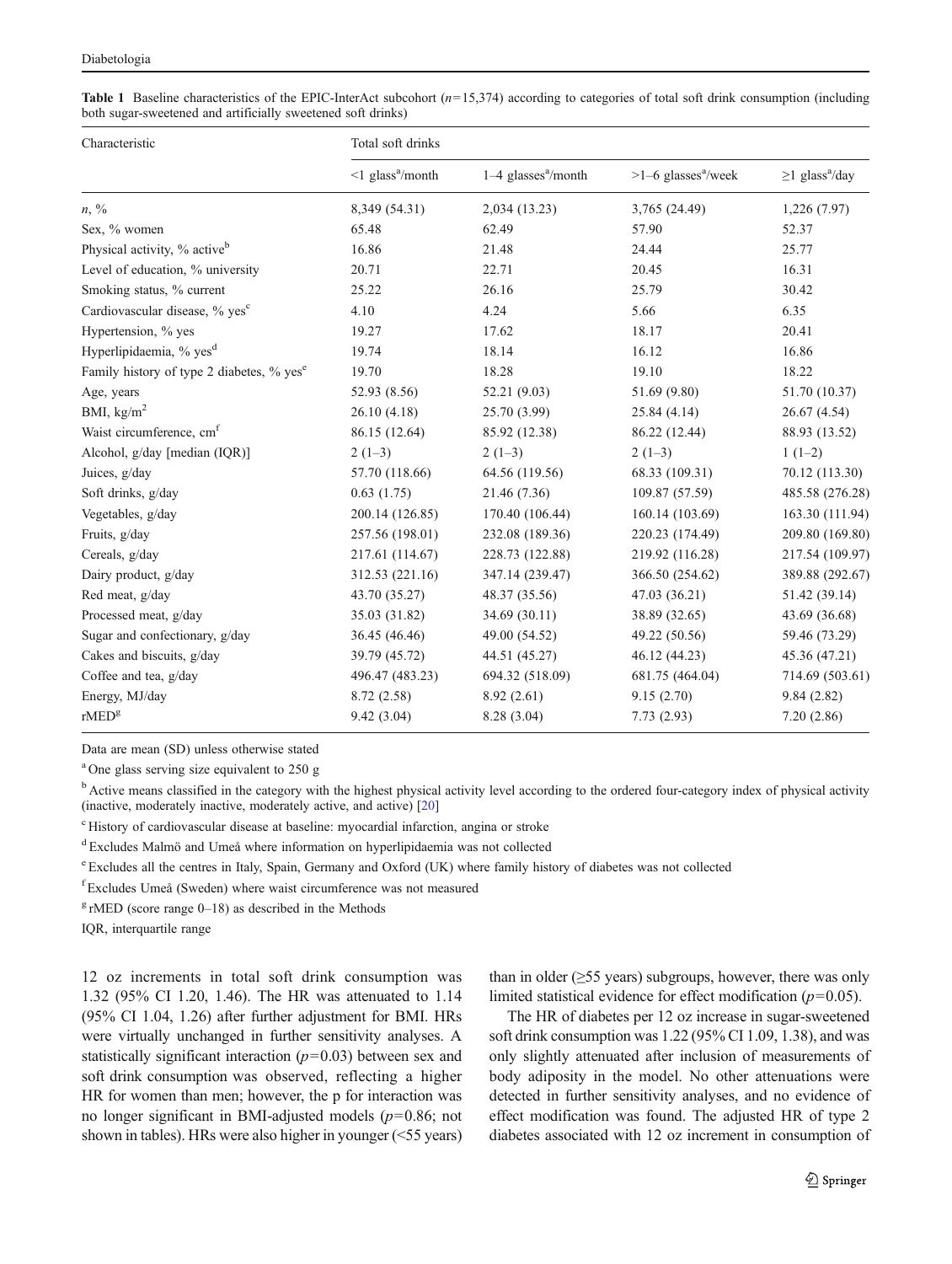**Table 1** Baseline characteristics of the EPIC-InterAct subcohort ($n$=15,374) according to categories of total soft drink consumption (including both sugar-sweetened and artificially sweetened soft drinks)

| Characteristic | Total soft drinks | | | |
|---|---|---|---|---|
| | <1 glass[a]/month | 1–4 glasses[a]/month | >1–6 glasses[a]/week | ≥1 glass[a]/day |
| $n$, % | 8,349 (54.31) | 2,034 (13.23) | 3,765 (24.49) | 1,226 (7.97) |
| Sex, % women | 65.48 | 62.49 | 57.90 | 52.37 |
| Physical activity, % active[b] | 16.86 | 21.48 | 24.44 | 25.77 |
| Level of education, % university | 20.71 | 22.71 | 20.45 | 16.31 |
| Smoking status, % current | 25.22 | 26.16 | 25.79 | 30.42 |
| Cardiovascular disease, % yes[c] | 4.10 | 4.24 | 5.66 | 6.35 |
| Hypertension, % yes | 19.27 | 17.62 | 18.17 | 20.41 |
| Hyperlipidaemia, % yes[d] | 19.74 | 18.14 | 16.12 | 16.86 |
| Family history of type 2 diabetes, % yes[e] | 19.70 | 18.28 | 19.10 | 18.22 |
| Age, years | 52.93 (8.56) | 52.21 (9.03) | 51.69 (9.80) | 51.70 (10.37) |
| BMI, kg/m$^2$ | 26.10 (4.18) | 25.70 (3.99) | 25.84 (4.14) | 26.67 (4.54) |
| Waist circumference, cm[f] | 86.15 (12.64) | 85.92 (12.38) | 86.22 (12.44) | 88.93 (13.52) |
| Alcohol, g/day [median (IQR)] | 2 (1–3) | 2 (1–3) | 2 (1–3) | 1 (1–2) |
| Juices, g/day | 57.70 (118.66) | 64.56 (119.56) | 68.33 (109.31) | 70.12 (113.30) |
| Soft drinks, g/day | 0.63 (1.75) | 21.46 (7.36) | 109.87 (57.59) | 485.58 (276.28) |
| Vegetables, g/day | 200.14 (126.85) | 170.40 (106.44) | 160.14 (103.69) | 163.30 (111.94) |
| Fruits, g/day | 257.56 (198.01) | 232.08 (189.36) | 220.23 (174.49) | 209.80 (169.80) |
| Cereals, g/day | 217.61 (114.67) | 228.73 (122.88) | 219.92 (116.28) | 217.54 (109.97) |
| Dairy product, g/day | 312.53 (221.16) | 347.14 (239.47) | 366.50 (254.62) | 389.88 (292.67) |
| Red meat, g/day | 43.70 (35.27) | 48.37 (35.56) | 47.03 (36.21) | 51.42 (39.14) |
| Processed meat, g/day | 35.03 (31.82) | 34.69 (30.11) | 38.89 (32.65) | 43.69 (36.68) |
| Sugar and confectionary, g/day | 36.45 (46.46) | 49.00 (54.52) | 49.22 (50.56) | 59.46 (73.29) |
| Cakes and biscuits, g/day | 39.79 (45.72) | 44.51 (45.27) | 46.12 (44.23) | 45.36 (47.21) |
| Coffee and tea, g/day | 496.47 (483.23) | 694.32 (518.09) | 681.75 (464.04) | 714.69 (503.61) |
| Energy, MJ/day | 8.72 (2.58) | 8.92 (2.61) | 9.15 (2.70) | 9.84 (2.82) |
| rMED[g] | 9.42 (3.04) | 8.28 (3.04) | 7.73 (2.93) | 7.20 (2.86) |

Data are mean (SD) unless otherwise stated

[a] One glass serving size equivalent to 250 g

[b] Active means classified in the category with the highest physical activity level according to the ordered four-category index of physical activity (inactive, moderately inactive, moderately active, and active) [20]

[c] History of cardiovascular disease at baseline: myocardial infarction, angina or stroke

[d] Excludes Malmö and Umeå where information on hyperlipidaemia was not collected

[e] Excludes all the centres in Italy, Spain, Germany and Oxford (UK) where family history of diabetes was not collected

[f] Excludes Umeå (Sweden) where waist circumference was not measured

[g] rMED (score range 0–18) as described in the Methods

IQR, interquartile range

12 oz increments in total soft drink consumption was 1.32 (95% CI 1.20, 1.46). The HR was attenuated to 1.14 (95% CI 1.04, 1.26) after further adjustment for BMI. HRs were virtually unchanged in further sensitivity analyses. A statistically significant interaction ($p$=0.03) between sex and soft drink consumption was observed, reflecting a higher HR for women than men; however, the p for interaction was no longer significant in BMI-adjusted models ($p$=0.86; not shown in tables). HRs were also higher in younger (<55 years) than in older (≥55 years) subgroups, however, there was only limited statistical evidence for effect modification ($p$=0.05).

The HR of diabetes per 12 oz increase in sugar-sweetened soft drink consumption was 1.22 (95% CI 1.09, 1.38), and was only slightly attenuated after inclusion of measurements of body adiposity in the model. No other attenuations were detected in further sensitivity analyses, and no evidence of effect modification was found. The adjusted HR of type 2 diabetes associated with 12 oz increment in consumption of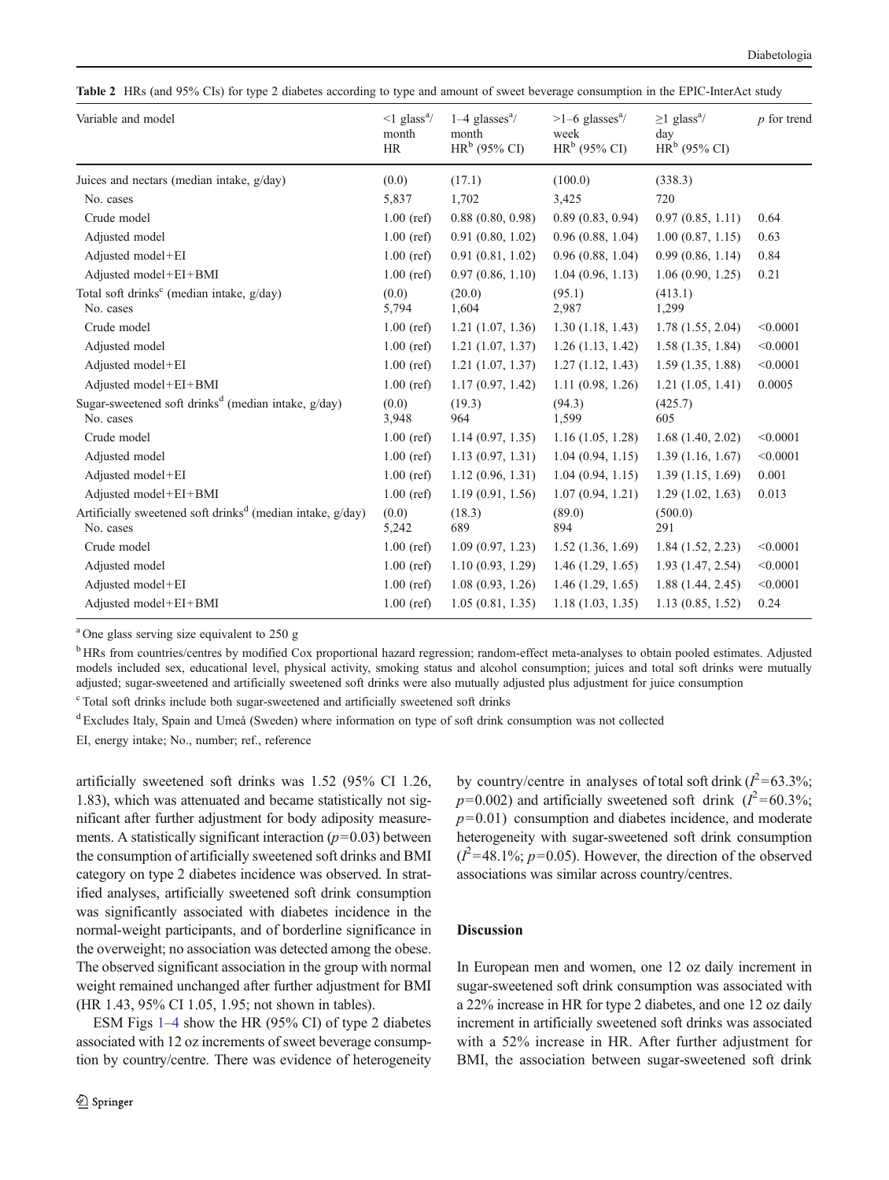**Table 2** HRs (and 95% CIs) for type 2 diabetes according to type and amount of sweet beverage consumption in the EPIC-InterAct study

| Variable and model | <1 glass[a]/ month HR | 1–4 glasses[a]/ month HR[b] (95% CI) | >1–6 glasses[a]/ week HR[b] (95% CI) | ≥1 glass[a]/ day HR[b] (95% CI) | *p* for trend |
|---|---|---|---|---|---|
| Juices and nectars (median intake, g/day) | (0.0) | (17.1) | (100.0) | (338.3) | |
| No. cases | 5,837 | 1,702 | 3,425 | 720 | |
| Crude model | 1.00 (ref) | 0.88 (0.80, 0.98) | 0.89 (0.83, 0.94) | 0.97 (0.85, 1.11) | 0.64 |
| Adjusted model | 1.00 (ref) | 0.91 (0.80, 1.02) | 0.96 (0.88, 1.04) | 1.00 (0.87, 1.15) | 0.63 |
| Adjusted model+EI | 1.00 (ref) | 0.91 (0.81, 1.02) | 0.96 (0.88, 1.04) | 0.99 (0.86, 1.14) | 0.84 |
| Adjusted model+EI+BMI | 1.00 (ref) | 0.97 (0.86, 1.10) | 1.04 (0.96, 1.13) | 1.06 (0.90, 1.25) | 0.21 |
| Total soft drinks[c] (median intake, g/day) | (0.0) | (20.0) | (95.1) | (413.1) | |
| No. cases | 5,794 | 1,604 | 2,987 | 1,299 | |
| Crude model | 1.00 (ref) | 1.21 (1.07, 1.36) | 1.30 (1.18, 1.43) | 1.78 (1.55, 2.04) | <0.0001 |
| Adjusted model | 1.00 (ref) | 1.21 (1.07, 1.37) | 1.26 (1.13, 1.42) | 1.58 (1.35, 1.84) | <0.0001 |
| Adjusted model+EI | 1.00 (ref) | 1.21 (1.07, 1.37) | 1.27 (1.12, 1.43) | 1.59 (1.35, 1.88) | <0.0001 |
| Adjusted model+EI+BMI | 1.00 (ref) | 1.17 (0.97, 1.42) | 1.11 (0.98, 1.26) | 1.21 (1.05, 1.41) | 0.0005 |
| Sugar-sweetened soft drinks[d] (median intake, g/day) | (0.0) | (19.3) | (94.3) | (425.7) | |
| No. cases | 3,948 | 964 | 1,599 | 605 | |
| Crude model | 1.00 (ref) | 1.14 (0.97, 1.35) | 1.16 (1.05, 1.28) | 1.68 (1.40, 2.02) | <0.0001 |
| Adjusted model | 1.00 (ref) | 1.13 (0.97, 1.31) | 1.04 (0.94, 1.15) | 1.39 (1.16, 1.67) | <0.0001 |
| Adjusted model+EI | 1.00 (ref) | 1.12 (0.96, 1.31) | 1.04 (0.94, 1.15) | 1.39 (1.15, 1.69) | 0.001 |
| Adjusted model+EI+BMI | 1.00 (ref) | 1.19 (0.91, 1.56) | 1.07 (0.94, 1.21) | 1.29 (1.02, 1.63) | 0.013 |
| Artificially sweetened soft drinks[d] (median intake, g/day) | (0.0) | (18.3) | (89.0) | (500.0) | |
| No. cases | 5,242 | 689 | 894 | 291 | |
| Crude model | 1.00 (ref) | 1.09 (0.97, 1.23) | 1.52 (1.36, 1.69) | 1.84 (1.52, 2.23) | <0.0001 |
| Adjusted model | 1.00 (ref) | 1.10 (0.93, 1.29) | 1.46 (1.29, 1.65) | 1.93 (1.47, 2.54) | <0.0001 |
| Adjusted model+EI | 1.00 (ref) | 1.08 (0.93, 1.26) | 1.46 (1.29, 1.65) | 1.88 (1.44, 2.45) | <0.0001 |
| Adjusted model+EI+BMI | 1.00 (ref) | 1.05 (0.81, 1.35) | 1.18 (1.03, 1.35) | 1.13 (0.85, 1.52) | 0.24 |

[a] One glass serving size equivalent to 250 g

[b] HRs from countries/centres by modified Cox proportional hazard regression; random-effect meta-analyses to obtain pooled estimates. Adjusted models included sex, educational level, physical activity, smoking status and alcohol consumption; juices and total soft drinks were mutually adjusted; sugar-sweetened and artificially sweetened soft drinks were also mutually adjusted plus adjustment for juice consumption

[c] Total soft drinks include both sugar-sweetened and artificially sweetened soft drinks

[d] Excludes Italy, Spain and Umeå (Sweden) where information on type of soft drink consumption was not collected

EI, energy intake; No., number; ref., reference

artificially sweetened soft drinks was 1.52 (95% CI 1.26, 1.83), which was attenuated and became statistically not significant after further adjustment for body adiposity measurements. A statistically significant interaction ($p=0.03$) between the consumption of artificially sweetened soft drinks and BMI category on type 2 diabetes incidence was observed. In stratified analyses, artificially sweetened soft drink consumption was significantly associated with diabetes incidence in the normal-weight participants, and of borderline significance in the overweight; no association was detected among the obese. The observed significant association in the group with normal weight remained unchanged after further adjustment for BMI (HR 1.43, 95% CI 1.05, 1.95; not shown in tables).

ESM Figs 1–4 show the HR (95% CI) of type 2 diabetes associated with 12 oz increments of sweet beverage consumption by country/centre. There was evidence of heterogeneity by country/centre in analyses of total soft drink ($I^2=63.3\%$; $p=0.002$) and artificially sweetened soft drink ($I^2=60.3\%$; $p=0.01$) consumption and diabetes incidence, and moderate heterogeneity with sugar-sweetened soft drink consumption ($I^2=48.1\%$; $p=0.05$). However, the direction of the observed associations was similar across country/centres.

## Discussion

In European men and women, one 12 oz daily increment in sugar-sweetened soft drink consumption was associated with a 22% increase in HR for type 2 diabetes, and one 12 oz daily increment in artificially sweetened soft drinks was associated with a 52% increase in HR. After further adjustment for BMI, the association between sugar-sweetened soft drink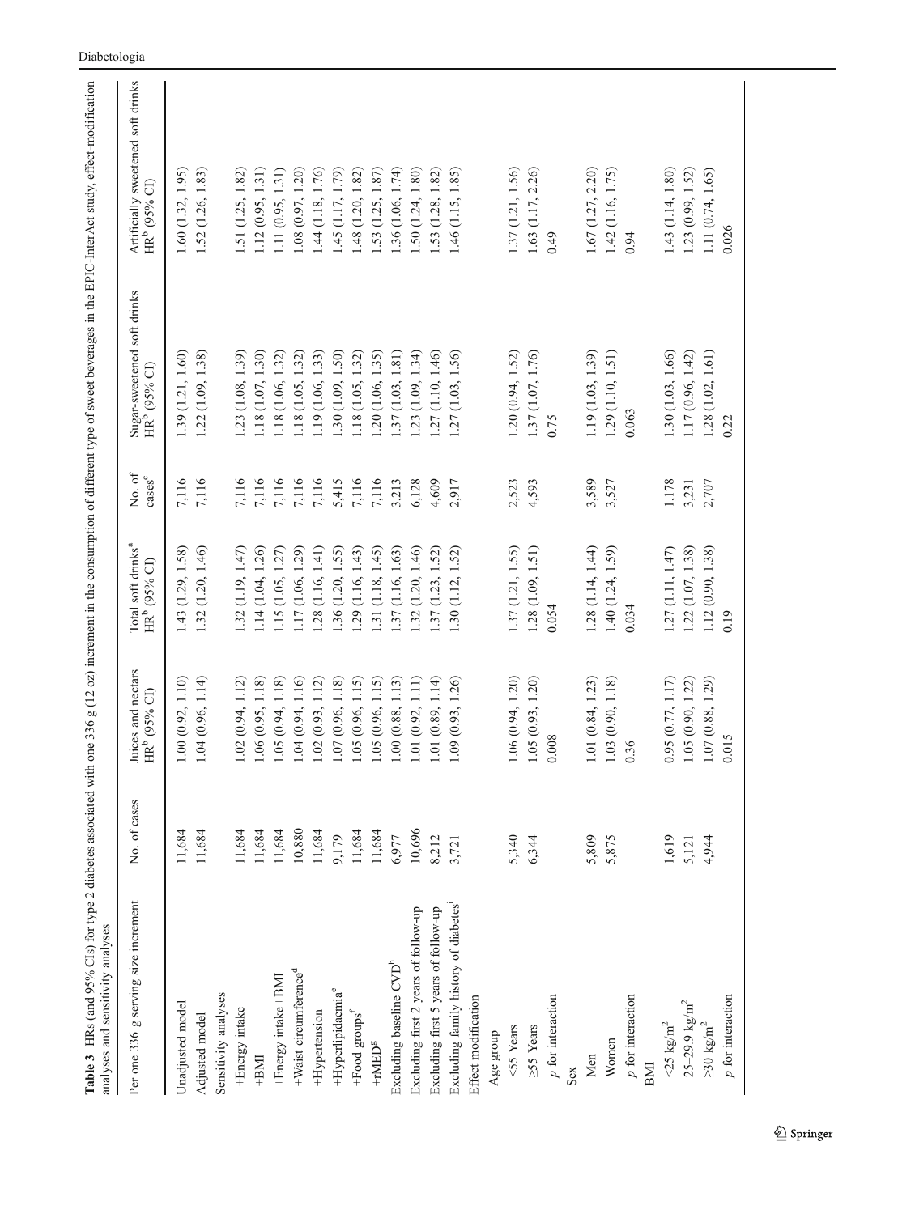**Table 3** HRs (and 95% CIs) for type 2 diabetes associated with one 336 g (12 oz) increment in the consumption of different type of sweet beverages in the EPIC-InterAct study, effect-modification analyses and sensitivity analyses

| Per one 336 g serving size increment | No. of cases | Juices and nectars HR[b] (95% CI) | Total soft drinks[a] HR[b] (95% CI) | No. of cases[c] | Sugar-sweetened soft drinks HR[b] (95% CI) | Artificially sweetened soft drinks HR[b] (95% CI) |
|---|---|---|---|---|---|---|
| Unadjusted model | 11,684 | 1.00 (0.92, 1.10) | 1.43 (1.29, 1.58) | 7,116 | 1.39 (1.21, 1.60) | 1.60 (1.32, 1.95) |
| Adjusted model | 11,684 | 1.04 (0.96, 1.14) | 1.32 (1.20, 1.46) | 7,116 | 1.22 (1.09, 1.38) | 1.52 (1.26, 1.83) |
| Sensitivity analyses | | | | | | |
| +Energy intake | 11,684 | 1.02 (0.94, 1.12) | 1.32 (1.19, 1.47) | 7,116 | 1.23 (1.08, 1.39) | 1.51 (1.25, 1.82) |
| +BMI | 11,684 | 1.06 (0.95, 1.18) | 1.14 (1.04, 1.26) | 7,116 | 1.18 (1.07, 1.30) | 1.12 (0.95, 1.31) |
| +Energy intake+BMI | 11,684 | 1.05 (0.94, 1.18) | 1.15 (1.05, 1.27) | 7,116 | 1.18 (1.06, 1.32) | 1.11 (0.95, 1.31) |
| +Waist circumference[d] | 10,880 | 1.04 (0.94, 1.16) | 1.17 (1.06, 1.29) | 7,116 | 1.18 (1.05, 1.32) | 1.08 (0.97, 1.20) |
| +Hypertension | 11,684 | 1.02 (0.93, 1.12) | 1.28 (1.16, 1.41) | 7,116 | 1.19 (1.06, 1.33) | 1.44 (1.18, 1.76) |
| +Hyperlipidaemia[e] | 9,179 | 1.07 (0.96, 1.18) | 1.36 (1.20, 1.55) | 5,415 | 1.30 (1.09, 1.50) | 1.45 (1.17, 1.79) |
| +Food groups[f] | 11,684 | 1.05 (0.96, 1.15) | 1.29 (1.16, 1.43) | 7,116 | 1.18 (1.05, 1.32) | 1.48 (1.20, 1.82) |
| +rMED[g] | 11,684 | 1.05 (0.96, 1.15) | 1.31 (1.18, 1.45) | 7,116 | 1.20 (1.06, 1.35) | 1.53 (1.25, 1.87) |
| Excluding baseline CVD[h] | 6,977 | 1.00 (0.88, 1.13) | 1.37 (1.16, 1.63) | 3,213 | 1.37 (1.03, 1.81) | 1.36 (1.06, 1.74) |
| Excluding first 2 years of follow-up | 10,696 | 1.01 (0.92, 1.11) | 1.32 (1.20, 1.46) | 6,128 | 1.23 (1.09, 1.34) | 1.50 (1.24, 1.80) |
| Excluding first 5 years of follow-up | 8,212 | 1.01 (0.89, 1.14) | 1.37 (1.23, 1.52) | 4,609 | 1.27 (1.10, 1.46) | 1.53 (1.28, 1.82) |
| Excluding family history of diabetes[i] | 3,721 | 1.09 (0.93, 1.26) | 1.30 (1.12, 1.52) | 2,917 | 1.27 (1.03, 1.56) | 1.46 (1.15, 1.85) |
| Effect modification | | | | | | |
| Age group | | | | | | |
| <55 Years | 5,340 | 1.06 (0.94, 1.20) | 1.37 (1.21, 1.55) | 2,523 | 1.20 (0.94, 1.52) | 1.37 (1.21, 1.56) |
| ≥55 Years | 6,344 | 1.05 (0.93, 1.20) | 1.28 (1.09, 1.51) | 4,593 | 1.37 (1.07, 1.76) | 1.63 (1.17, 2.26) |
| *p* for interaction | | 0.008 | 0.054 | | 0.75 | 0.49 |
| Sex | | | | | | |
| Men | 5,809 | 1.01 (0.84, 1.23) | 1.28 (1.14, 1.44) | 3,589 | 1.19 (1.03, 1.39) | 1.67 (1.27, 2.20) |
| Women | 5,875 | 1.03 (0.90, 1.18) | 1.40 (1.24, 1.59) | 3,527 | 1.29 (1.10, 1.51) | 1.42 (1.16, 1.75) |
| *p* for interaction | | 0.36 | 0.034 | | 0.063 | 0.94 |
| BMI | | | | | | |
| <25 kg/m$^2$ | 1,619 | 0.95 (0.77, 1.17) | 1.27 (1.11, 1.47) | 1,178 | 1.30 (1.03, 1.66) | 1.43 (1.14, 1.80) |
| 25–29.9 kg/m$^2$ | 5,121 | 1.05 (0.90, 1.22) | 1.22 (1.07, 1.38) | 3,231 | 1.17 (0.96, 1.42) | 1.23 (0.99, 1.52) |
| ≥30 kg/m$^2$ | 4,944 | 1.07 (0.88, 1.29) | 1.12 (0.90, 1.38) | 2,707 | 1.28 (1.02, 1.61) | 1.11 (0.74, 1.65) |
| *p* for interaction | | 0.015 | 0.19 | | 0.22 | 0.026 |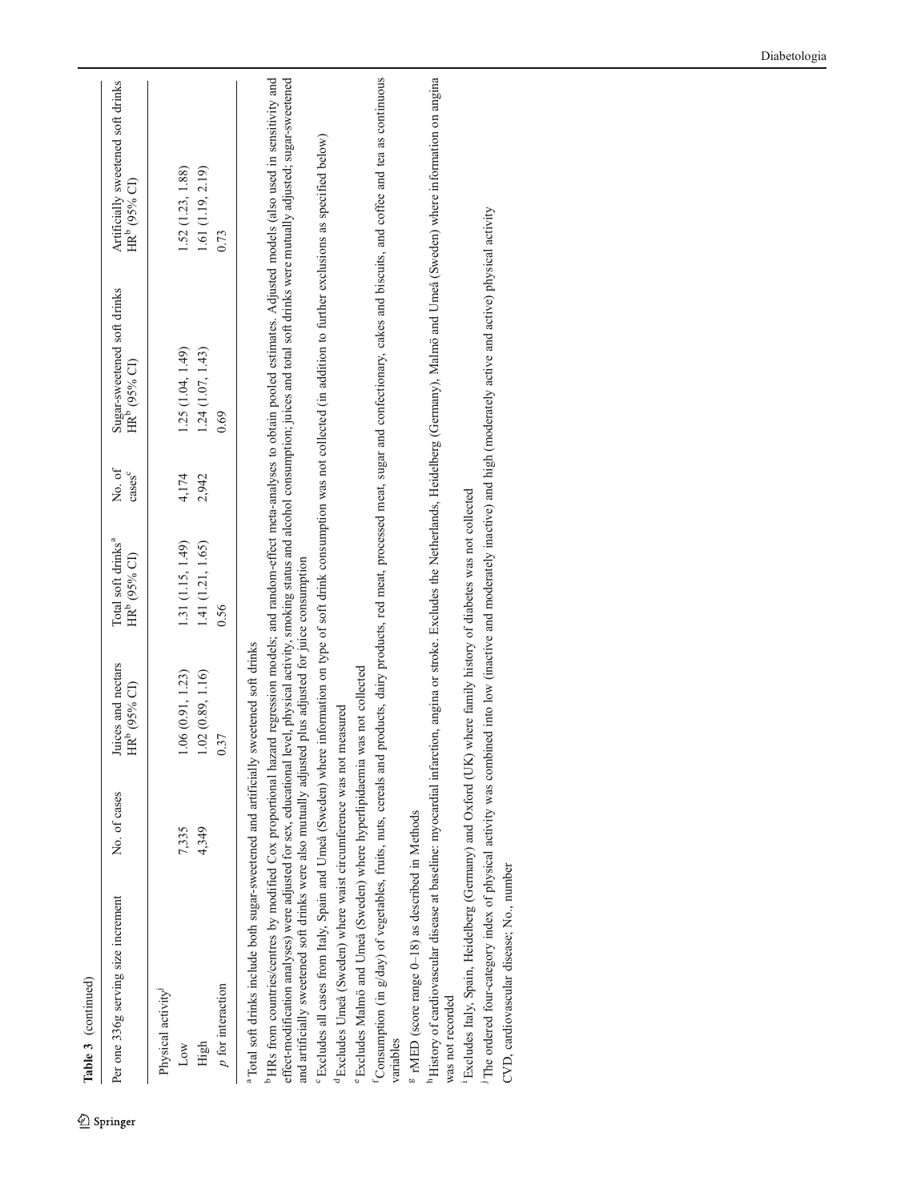**Table 3** (continued)

| Per one 336g serving size increment | No. of cases | Juices and nectars HR[b] (95% CI) | Total soft drinks[a] HR[b] (95% CI) | No. of cases[c] | Sugar-sweetened soft drinks HR[b] (95% CI) | Artificially sweetened soft drinks HR[b] (95% CI) |
|---|---|---|---|---|---|---|
| Physical activity[j] | | | | | | |
| Low | 7,335 | 1.06 (0.91, 1.23) | 1.31 (1.15, 1.49) | 4,174 | 1.25 (1.04, 1.49) | 1.52 (1.23, 1.88) |
| High | 4,349 | 1.02 (0.89, 1.16) | 1.41 (1.21, 1.65) | 2,942 | 1.24 (1.07, 1.43) | 1.61 (1.19, 2.19) |
| *p* for interaction | | 0.37 | 0.56 | | 0.69 | 0.73 |

[a] Total soft drinks include both sugar-sweetened and artificially sweetened soft drinks

[b] HRs from countries/centres by modified Cox proportional hazard regression models; and random-effect meta-analyses to obtain pooled estimates. Adjusted models (also used in sensitivity and effect-modification analyses) were adjusted for sex, educational level, physical activity, smoking status and alcohol consumption; juices and total soft drinks were mutually adjusted; sugar-sweetened and artificially sweetened soft drinks were also mutually adjusted plus adjusted for juice consumption

[c] Excludes all cases from Italy, Spain and Umeå (Sweden) where information on type of soft drink consumption was not collected (in addition to further exclusions as specified below)

[d] Excludes Umeå (Sweden) where waist circumference was not measured

[e] Excludes Malmö and Umeå (Sweden) where hyperlipidaemia was not collected

[f] Consumption (in g/day) of vegetables, fruits, nuts, cereals and products, dairy products, red meat, processed meat, sugar and confectionary, cakes and biscuits, and coffee and tea as continuous variables

[g] rMED (score range 0–18) as described in Methods

[h] History of cardiovascular disease at baseline: myocardial infarction, angina or stroke. Excludes the Netherlands, Heidelberg (Germany), Malmö and Umeå (Sweden) where information on angina was not recorded

[i] Excludes Italy, Spain, Heidelberg (Germany) and Oxford (UK) where family history of diabetes was not collected

[j] The ordered four-category index of physical activity was combined into low (inactive and moderately inactive) and high (moderately active and active) physical activity

CVD, cardiovascular disease; No., number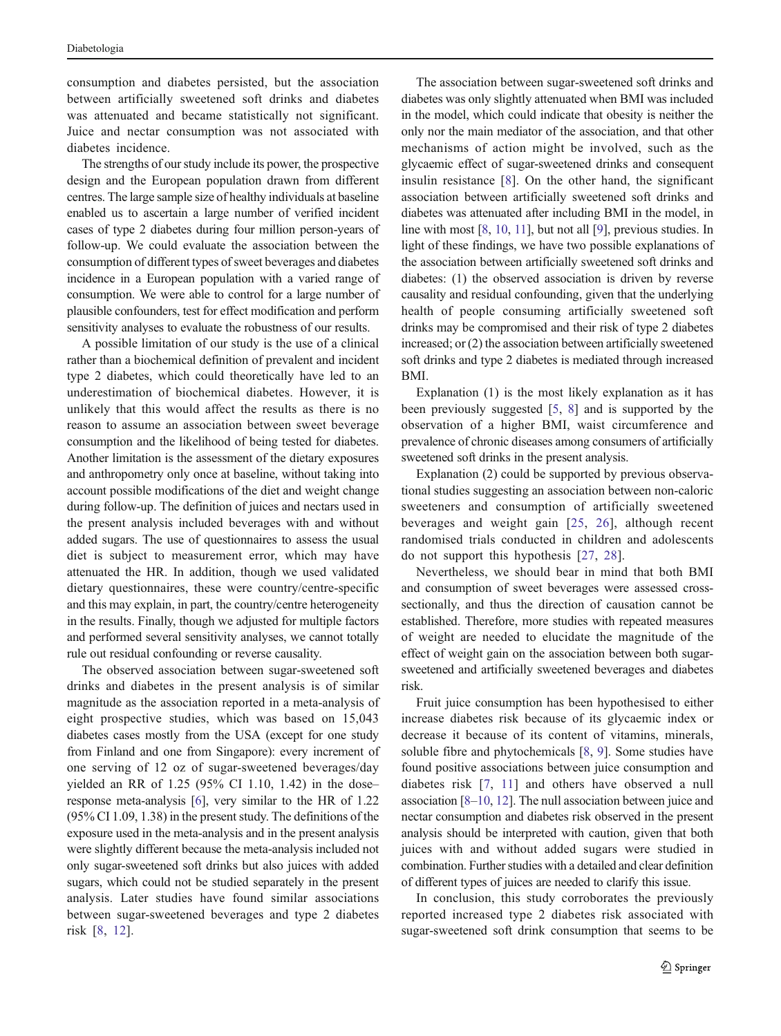consumption and diabetes persisted, but the association between artificially sweetened soft drinks and diabetes was attenuated and became statistically not significant. Juice and nectar consumption was not associated with diabetes incidence.

The strengths of our study include its power, the prospective design and the European population drawn from different centres. The large sample size of healthy individuals at baseline enabled us to ascertain a large number of verified incident cases of type 2 diabetes during four million person-years of follow-up. We could evaluate the association between the consumption of different types of sweet beverages and diabetes incidence in a European population with a varied range of consumption. We were able to control for a large number of plausible confounders, test for effect modification and perform sensitivity analyses to evaluate the robustness of our results.

A possible limitation of our study is the use of a clinical rather than a biochemical definition of prevalent and incident type 2 diabetes, which could theoretically have led to an underestimation of biochemical diabetes. However, it is unlikely that this would affect the results as there is no reason to assume an association between sweet beverage consumption and the likelihood of being tested for diabetes. Another limitation is the assessment of the dietary exposures and anthropometry only once at baseline, without taking into account possible modifications of the diet and weight change during follow-up. The definition of juices and nectars used in the present analysis included beverages with and without added sugars. The use of questionnaires to assess the usual diet is subject to measurement error, which may have attenuated the HR. In addition, though we used validated dietary questionnaires, these were country/centre-specific and this may explain, in part, the country/centre heterogeneity in the results. Finally, though we adjusted for multiple factors and performed several sensitivity analyses, we cannot totally rule out residual confounding or reverse causality.

The observed association between sugar-sweetened soft drinks and diabetes in the present analysis is of similar magnitude as the association reported in a meta-analysis of eight prospective studies, which was based on 15,043 diabetes cases mostly from the USA (except for one study from Finland and one from Singapore): every increment of one serving of 12 oz of sugar-sweetened beverages/day yielded an RR of 1.25 (95% CI 1.10, 1.42) in the dose–response meta-analysis [6], very similar to the HR of 1.22 (95% CI 1.09, 1.38) in the present study. The definitions of the exposure used in the meta-analysis and in the present analysis were slightly different because the meta-analysis included not only sugar-sweetened soft drinks but also juices with added sugars, which could not be studied separately in the present analysis. Later studies have found similar associations between sugar-sweetened beverages and type 2 diabetes risk [8, 12].

The association between sugar-sweetened soft drinks and diabetes was only slightly attenuated when BMI was included in the model, which could indicate that obesity is neither the only nor the main mediator of the association, and that other mechanisms of action might be involved, such as the glycaemic effect of sugar-sweetened drinks and consequent insulin resistance [8]. On the other hand, the significant association between artificially sweetened soft drinks and diabetes was attenuated after including BMI in the model, in line with most [8, 10, 11], but not all [9], previous studies. In light of these findings, we have two possible explanations of the association between artificially sweetened soft drinks and diabetes: (1) the observed association is driven by reverse causality and residual confounding, given that the underlying health of people consuming artificially sweetened soft drinks may be compromised and their risk of type 2 diabetes increased; or (2) the association between artificially sweetened soft drinks and type 2 diabetes is mediated through increased BMI.

Explanation (1) is the most likely explanation as it has been previously suggested [5, 8] and is supported by the observation of a higher BMI, waist circumference and prevalence of chronic diseases among consumers of artificially sweetened soft drinks in the present analysis.

Explanation (2) could be supported by previous observational studies suggesting an association between non-caloric sweeteners and consumption of artificially sweetened beverages and weight gain [25, 26], although recent randomised trials conducted in children and adolescents do not support this hypothesis [27, 28].

Nevertheless, we should bear in mind that both BMI and consumption of sweet beverages were assessed cross-sectionally, and thus the direction of causation cannot be established. Therefore, more studies with repeated measures of weight are needed to elucidate the magnitude of the effect of weight gain on the association between both sugar-sweetened and artificially sweetened beverages and diabetes risk.

Fruit juice consumption has been hypothesised to either increase diabetes risk because of its glycaemic index or decrease it because of its content of vitamins, minerals, soluble fibre and phytochemicals [8, 9]. Some studies have found positive associations between juice consumption and diabetes risk [7, 11] and others have observed a null association [8–10, 12]. The null association between juice and nectar consumption and diabetes risk observed in the present analysis should be interpreted with caution, given that both juices with and without added sugars were studied in combination. Further studies with a detailed and clear definition of different types of juices are needed to clarify this issue.

In conclusion, this study corroborates the previously reported increased type 2 diabetes risk associated with sugar-sweetened soft drink consumption that seems to be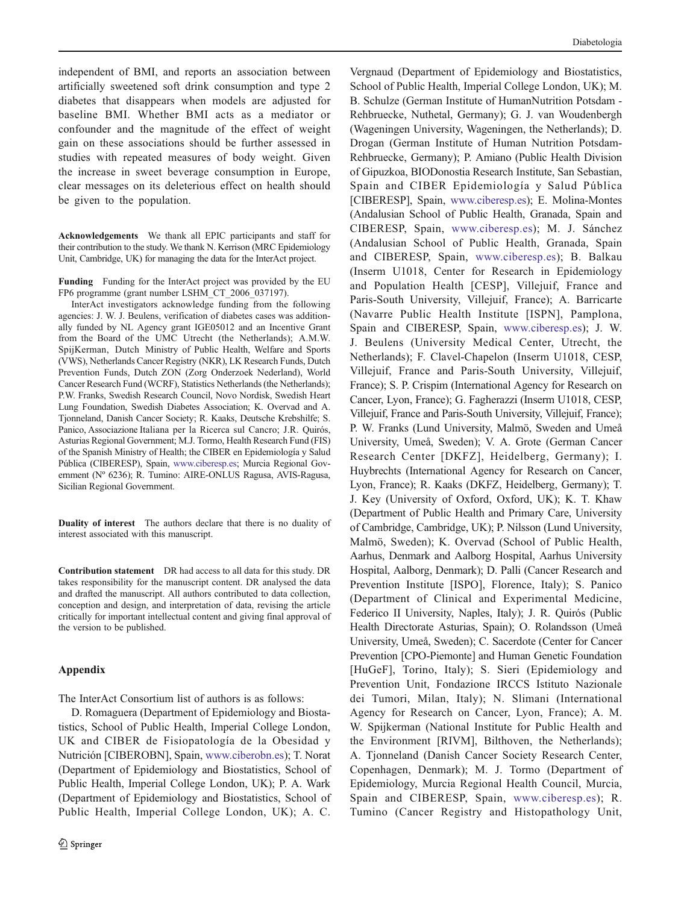independent of BMI, and reports an association between artificially sweetened soft drink consumption and type 2 diabetes that disappears when models are adjusted for baseline BMI. Whether BMI acts as a mediator or confounder and the magnitude of the effect of weight gain on these associations should be further assessed in studies with repeated measures of body weight. Given the increase in sweet beverage consumption in Europe, clear messages on its deleterious effect on health should be given to the population.

**Acknowledgements** We thank all EPIC participants and staff for their contribution to the study. We thank N. Kerrison (MRC Epidemiology Unit, Cambridge, UK) for managing the data for the InterAct project.

**Funding** Funding for the InterAct project was provided by the EU FP6 programme (grant number LSHM_CT_2006_037197).

InterAct investigators acknowledge funding from the following agencies: J. W. J. Beulens, verification of diabetes cases was additionally funded by NL Agency grant IGE05012 and an Incentive Grant from the Board of the UMC Utrecht (the Netherlands); A.M.W. SpijKerman, Dutch Ministry of Public Health, Welfare and Sports (VWS), Netherlands Cancer Registry (NKR), LK Research Funds, Dutch Prevention Funds, Dutch ZON (Zorg Onderzoek Nederland), World Cancer Research Fund (WCRF), Statistics Netherlands (the Netherlands); P.W. Franks, Swedish Research Council, Novo Nordisk, Swedish Heart Lung Foundation, Swedish Diabetes Association; K. Overvad and A. Tjonneland, Danish Cancer Society; R. Kaaks, Deutsche Krebshilfe; S. Panico, Associazione Italiana per la Ricerca sul Cancro; J.R. Quirós, Asturias Regional Government; M.J. Tormo, Health Research Fund (FIS) of the Spanish Ministry of Health; the CIBER en Epidemiología y Salud Pública (CIBERESP), Spain, www.ciberesp.es; Murcia Regional Government (Nº 6236); R. Tumino: AIRE-ONLUS Ragusa, AVIS-Ragusa, Sicilian Regional Government.

**Duality of interest** The authors declare that there is no duality of interest associated with this manuscript.

**Contribution statement** DR had access to all data for this study. DR takes responsibility for the manuscript content. DR analysed the data and drafted the manuscript. All authors contributed to data collection, conception and design, and interpretation of data, revising the article critically for important intellectual content and giving final approval of the version to be published.

## Appendix

The InterAct Consortium list of authors is as follows:

D. Romaguera (Department of Epidemiology and Biostatistics, School of Public Health, Imperial College London, UK and CIBER de Fisiopatología de la Obesidad y Nutrición [CIBEROBN], Spain, www.ciberobn.es); T. Norat (Department of Epidemiology and Biostatistics, School of Public Health, Imperial College London, UK); P. A. Wark (Department of Epidemiology and Biostatistics, School of Public Health, Imperial College London, UK); A. C. Vergnaud (Department of Epidemiology and Biostatistics, School of Public Health, Imperial College London, UK); M. B. Schulze (German Institute of HumanNutrition Potsdam - Rehbruecke, Nuthetal, Germany); G. J. van Woudenbergh (Wageningen University, Wageningen, the Netherlands); D. Drogan (German Institute of Human Nutrition Potsdam-Rehbruecke, Germany); P. Amiano (Public Health Division of Gipuzkoa, BIODonostia Research Institute, San Sebastian, Spain and CIBER Epidemiología y Salud Pública [CIBERESP], Spain, www.ciberesp.es); E. Molina-Montes (Andalusian School of Public Health, Granada, Spain and CIBERESP, Spain, www.ciberesp.es); M. J. Sánchez (Andalusian School of Public Health, Granada, Spain and CIBERESP, Spain, www.ciberesp.es); B. Balkau (Inserm U1018, Center for Research in Epidemiology and Population Health [CESP], Villejuif, France and Paris-South University, Villejuif, France); A. Barricarte (Navarre Public Health Institute [ISPN], Pamplona, Spain and CIBERESP, Spain, www.ciberesp.es); J. W. J. Beulens (University Medical Center, Utrecht, the Netherlands); F. Clavel-Chapelon (Inserm U1018, CESP, Villejuif, France and Paris-South University, Villejuif, France); S. P. Crispim (International Agency for Research on Cancer, Lyon, France); G. Fagherazzi (Inserm U1018, CESP, Villejuif, France and Paris-South University, Villejuif, France); P. W. Franks (Lund University, Malmö, Sweden and Umeå University, Umeå, Sweden); V. A. Grote (German Cancer Research Center [DKFZ], Heidelberg, Germany); I. Huybrechts (International Agency for Research on Cancer, Lyon, France); R. Kaaks (DKFZ, Heidelberg, Germany); T. J. Key (University of Oxford, Oxford, UK); K. T. Khaw (Department of Public Health and Primary Care, University of Cambridge, Cambridge, UK); P. Nilsson (Lund University, Malmö, Sweden); K. Overvad (School of Public Health, Aarhus, Denmark and Aalborg Hospital, Aarhus University Hospital, Aalborg, Denmark); D. Palli (Cancer Research and Prevention Institute [ISPO], Florence, Italy); S. Panico (Department of Clinical and Experimental Medicine, Federico II University, Naples, Italy); J. R. Quirós (Public Health Directorate Asturias, Spain); O. Rolandsson (Umeå University, Umeå, Sweden); C. Sacerdote (Center for Cancer Prevention [CPO-Piemonte] and Human Genetic Foundation [HuGeF], Torino, Italy); S. Sieri (Epidemiology and Prevention Unit, Fondazione IRCCS Istituto Nazionale dei Tumori, Milan, Italy); N. Slimani (International Agency for Research on Cancer, Lyon, France); A. M. W. Spijkerman (National Institute for Public Health and the Environment [RIVM], Bilthoven, the Netherlands); A. Tjonneland (Danish Cancer Society Research Center, Copenhagen, Denmark); M. J. Tormo (Department of Epidemiology, Murcia Regional Health Council, Murcia, Spain and CIBERESP, Spain, www.ciberesp.es); R. Tumino (Cancer Registry and Histopathology Unit,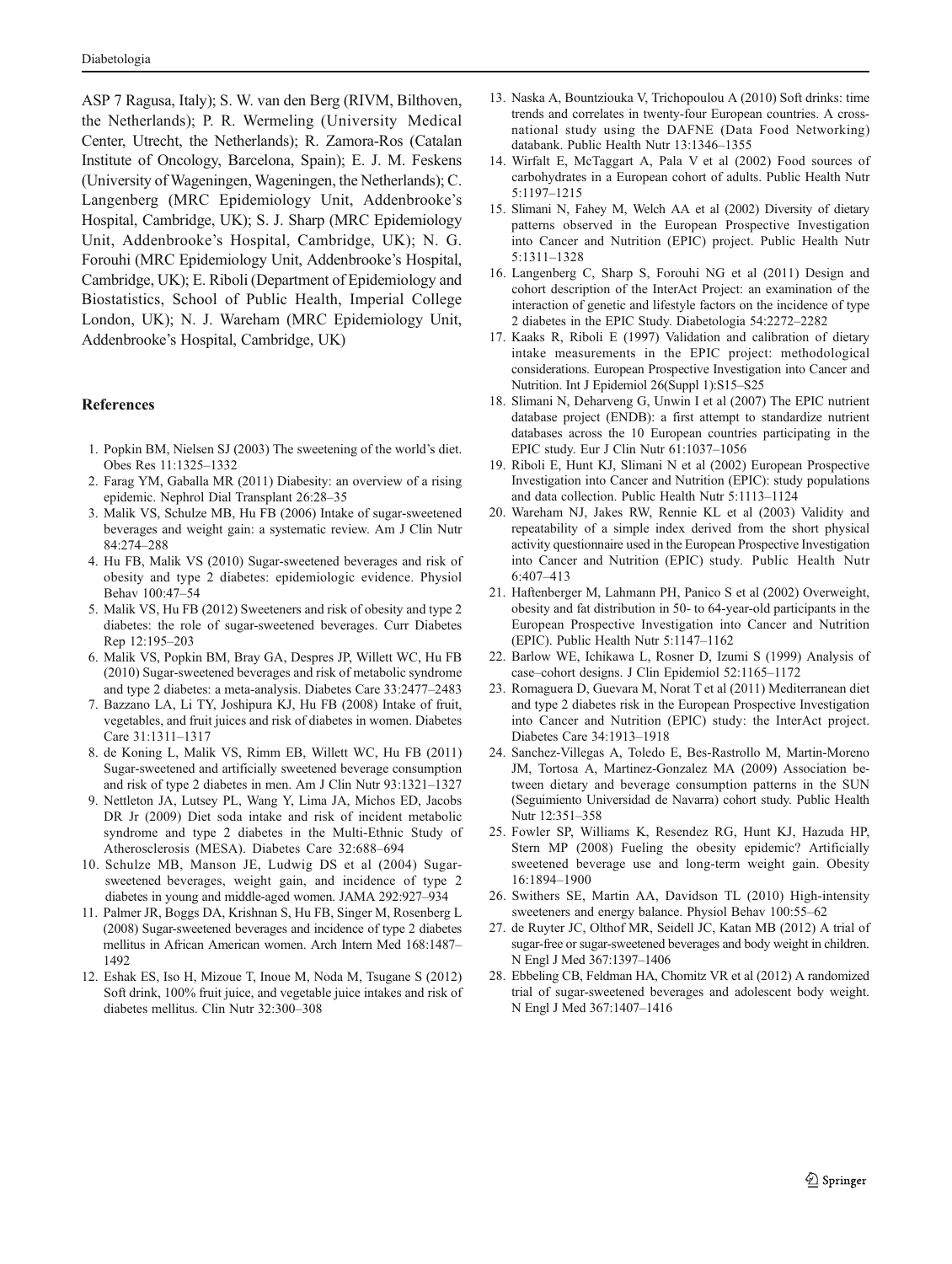ASP 7 Ragusa, Italy); S. W. van den Berg (RIVM, Bilthoven, the Netherlands); P. R. Wermeling (University Medical Center, Utrecht, the Netherlands); R. Zamora-Ros (Catalan Institute of Oncology, Barcelona, Spain); E. J. M. Feskens (University of Wageningen, Wageningen, the Netherlands); C. Langenberg (MRC Epidemiology Unit, Addenbrooke's Hospital, Cambridge, UK); S. J. Sharp (MRC Epidemiology Unit, Addenbrooke's Hospital, Cambridge, UK); N. G. Forouhi (MRC Epidemiology Unit, Addenbrooke's Hospital, Cambridge, UK); E. Riboli (Department of Epidemiology and Biostatistics, School of Public Health, Imperial College London, UK); N. J. Wareham (MRC Epidemiology Unit, Addenbrooke's Hospital, Cambridge, UK)

## References

1. Popkin BM, Nielsen SJ (2003) The sweetening of the world's diet. Obes Res 11:1325–1332
2. Farag YM, Gaballa MR (2011) Diabesity: an overview of a rising epidemic. Nephrol Dial Transplant 26:28–35
3. Malik VS, Schulze MB, Hu FB (2006) Intake of sugar-sweetened beverages and weight gain: a systematic review. Am J Clin Nutr 84:274–288
4. Hu FB, Malik VS (2010) Sugar-sweetened beverages and risk of obesity and type 2 diabetes: epidemiologic evidence. Physiol Behav 100:47–54
5. Malik VS, Hu FB (2012) Sweeteners and risk of obesity and type 2 diabetes: the role of sugar-sweetened beverages. Curr Diabetes Rep 12:195–203
6. Malik VS, Popkin BM, Bray GA, Despres JP, Willett WC, Hu FB (2010) Sugar-sweetened beverages and risk of metabolic syndrome and type 2 diabetes: a meta-analysis. Diabetes Care 33:2477–2483
7. Bazzano LA, Li TY, Joshipura KJ, Hu FB (2008) Intake of fruit, vegetables, and fruit juices and risk of diabetes in women. Diabetes Care 31:1311–1317
8. de Koning L, Malik VS, Rimm EB, Willett WC, Hu FB (2011) Sugar-sweetened and artificially sweetened beverage consumption and risk of type 2 diabetes in men. Am J Clin Nutr 93:1321–1327
9. Nettleton JA, Lutsey PL, Wang Y, Lima JA, Michos ED, Jacobs DR Jr (2009) Diet soda intake and risk of incident metabolic syndrome and type 2 diabetes in the Multi-Ethnic Study of Atherosclerosis (MESA). Diabetes Care 32:688–694
10. Schulze MB, Manson JE, Ludwig DS et al (2004) Sugar-sweetened beverages, weight gain, and incidence of type 2 diabetes in young and middle-aged women. JAMA 292:927–934
11. Palmer JR, Boggs DA, Krishnan S, Hu FB, Singer M, Rosenberg L (2008) Sugar-sweetened beverages and incidence of type 2 diabetes mellitus in African American women. Arch Intern Med 168:1487–1492
12. Eshak ES, Iso H, Mizoue T, Inoue M, Noda M, Tsugane S (2012) Soft drink, 100% fruit juice, and vegetable juice intakes and risk of diabetes mellitus. Clin Nutr 32:300–308
13. Naska A, Bountziouka V, Trichopoulou A (2010) Soft drinks: time trends and correlates in twenty-four European countries. A cross-national study using the DAFNE (Data Food Networking) databank. Public Health Nutr 13:1346–1355
14. Wirfalt E, McTaggart A, Pala V et al (2002) Food sources of carbohydrates in a European cohort of adults. Public Health Nutr 5:1197–1215
15. Slimani N, Fahey M, Welch AA et al (2002) Diversity of dietary patterns observed in the European Prospective Investigation into Cancer and Nutrition (EPIC) project. Public Health Nutr 5:1311–1328
16. Langenberg C, Sharp S, Forouhi NG et al (2011) Design and cohort description of the InterAct Project: an examination of the interaction of genetic and lifestyle factors on the incidence of type 2 diabetes in the EPIC Study. Diabetologia 54:2272–2282
17. Kaaks R, Riboli E (1997) Validation and calibration of dietary intake measurements in the EPIC project: methodological considerations. European Prospective Investigation into Cancer and Nutrition. Int J Epidemiol 26(Suppl 1):S15–S25
18. Slimani N, Deharveng G, Unwin I et al (2007) The EPIC nutrient database project (ENDB): a first attempt to standardize nutrient databases across the 10 European countries participating in the EPIC study. Eur J Clin Nutr 61:1037–1056
19. Riboli E, Hunt KJ, Slimani N et al (2002) European Prospective Investigation into Cancer and Nutrition (EPIC): study populations and data collection. Public Health Nutr 5:1113–1124
20. Wareham NJ, Jakes RW, Rennie KL et al (2003) Validity and repeatability of a simple index derived from the short physical activity questionnaire used in the European Prospective Investigation into Cancer and Nutrition (EPIC) study. Public Health Nutr 6:407–413
21. Haftenberger M, Lahmann PH, Panico S et al (2002) Overweight, obesity and fat distribution in 50- to 64-year-old participants in the European Prospective Investigation into Cancer and Nutrition (EPIC). Public Health Nutr 5:1147–1162
22. Barlow WE, Ichikawa L, Rosner D, Izumi S (1999) Analysis of case–cohort designs. J Clin Epidemiol 52:1165–1172
23. Romaguera D, Guevara M, Norat T et al (2011) Mediterranean diet and type 2 diabetes risk in the European Prospective Investigation into Cancer and Nutrition (EPIC) study: the InterAct project. Diabetes Care 34:1913–1918
24. Sanchez-Villegas A, Toledo E, Bes-Rastrollo M, Martin-Moreno JM, Tortosa A, Martinez-Gonzalez MA (2009) Association between dietary and beverage consumption patterns in the SUN (Seguimiento Universidad de Navarra) cohort study. Public Health Nutr 12:351–358
25. Fowler SP, Williams K, Resendez RG, Hunt KJ, Hazuda HP, Stern MP (2008) Fueling the obesity epidemic? Artificially sweetened beverage use and long-term weight gain. Obesity 16:1894–1900
26. Swithers SE, Martin AA, Davidson TL (2010) High-intensity sweeteners and energy balance. Physiol Behav 100:55–62
27. de Ruyter JC, Olthof MR, Seidell JC, Katan MB (2012) A trial of sugar-free or sugar-sweetened beverages and body weight in children. N Engl J Med 367:1397–1406
28. Ebbeling CB, Feldman HA, Chomitz VR et al (2012) A randomized trial of sugar-sweetened beverages and adolescent body weight. N Engl J Med 367:1407–1416